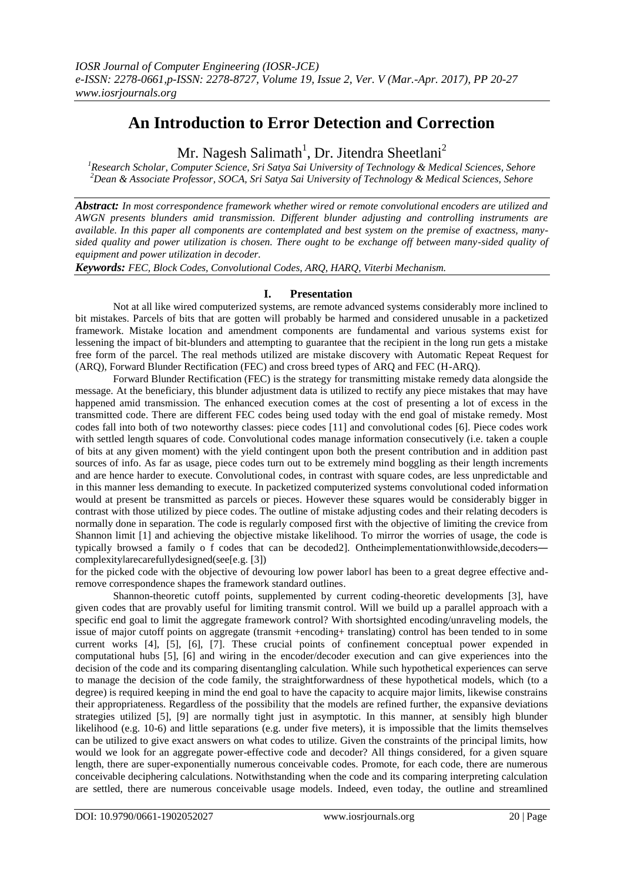# An Introduction to Error Detection and Correction

Mr. Nagesh Salimath[1], Dr. Jitendra Sheetlani[2]

[1]*Research Scholar, Computer Science, Sri Satya Sai University of Technology & Medical Sciences, Sehore*
[2]*Dean & Associate Professor, SOCA, Sri Satya Sai University of Technology & Medical Sciences, Sehore*

***Abstract:*** *In most correspondence framework whether wired or remote convolutional encoders are utilized and AWGN presents blunders amid transmission. Different blunder adjusting and controlling instruments are available. In this paper all components are contemplated and best system on the premise of exactness, many-sided quality and power utilization is chosen. There ought to be exchange off between many-sided quality of equipment and power utilization in decoder.*

***Keywords:*** *FEC, Block Codes, Convolutional Codes, ARQ, HARQ, Viterbi Mechanism.*

## I. Presentation

Not at all like wired computerized systems, are remote advanced systems considerably more inclined to bit mistakes. Parcels of bits that are gotten will probably be harmed and considered unusable in a packetized framework. Mistake location and amendment components are fundamental and various systems exist for lessening the impact of bit-blunders and attempting to guarantee that the recipient in the long run gets a mistake free form of the parcel. The real methods utilized are mistake discovery with Automatic Repeat Request for (ARQ), Forward Blunder Rectification (FEC) and cross breed types of ARQ and FEC (H-ARQ).

Forward Blunder Rectification (FEC) is the strategy for transmitting mistake remedy data alongside the message. At the beneficiary, this blunder adjustment data is utilized to rectify any piece mistakes that may have happened amid transmission. The enhanced execution comes at the cost of presenting a lot of excess in the transmitted code. There are different FEC codes being used today with the end goal of mistake remedy. Most codes fall into both of two noteworthy classes: piece codes [11] and convolutional codes [6]. Piece codes work with settled length squares of code. Convolutional codes manage information consecutively (i.e. taken a couple of bits at any given moment) with the yield contingent upon both the present contribution and in addition past sources of info. As far as usage, piece codes turn out to be extremely mind boggling as their length increments and are hence harder to execute. Convolutional codes, in contrast with square codes, are less unpredictable and in this manner less demanding to execute. In packetized computerized systems convolutional coded information would at present be transmitted as parcels or pieces. However these squares would be considerably bigger in contrast with those utilized by piece codes. The outline of mistake adjusting codes and their relating decoders is normally done in separation. The code is regularly composed first with the objective of limiting the crevice from Shannon limit [1] and achieving the objective mistake likelihood. To mirror the worries of usage, the code is typically browsed a family o f codes that can be decoded2]. Ontheimplementationwithlowside,decoders—complexity‖arecarefullydesigned(see[e.g. [3])

for the picked code with the objective of devouring low power labor‖ has been to a great degree effective andremove correspondence shapes the framework standard outlines.

Shannon-theoretic cutoff points, supplemented by current coding-theoretic developments [3], have given codes that are provably useful for limiting transmit control. Will we build up a parallel approach with a specific end goal to limit the aggregate framework control? With shortsighted encoding/unraveling models, the issue of major cutoff points on aggregate (transmit +encoding+ translating) control has been tended to in some current works [4], [5], [6], [7]. These crucial points of confinement conceptual power expended in computational hubs [5], [6] and wiring in the encoder/decoder execution and can give experiences into the decision of the code and its comparing disentangling calculation. While such hypothetical experiences can serve to manage the decision of the code family, the straightforwardness of these hypothetical models, which (to a degree) is required keeping in mind the end goal to have the capacity to acquire major limits, likewise constrains their appropriateness. Regardless of the possibility that the models are refined further, the expansive deviations strategies utilized [5], [9] are normally tight just in asymptotic. In this manner, at sensibly high blunder likelihood (e.g. 10-6) and little separations (e.g. under five meters), it is impossible that the limits themselves can be utilized to give exact answers on what codes to utilize. Given the constraints of the principal limits, how would we look for an aggregate power-effective code and decoder? All things considered, for a given square length, there are super-exponentially numerous conceivable codes. Promote, for each code, there are numerous conceivable deciphering calculations. Notwithstanding when the code and its comparing interpreting calculation are settled, there are numerous conceivable usage models. Indeed, even today, the outline and streamlined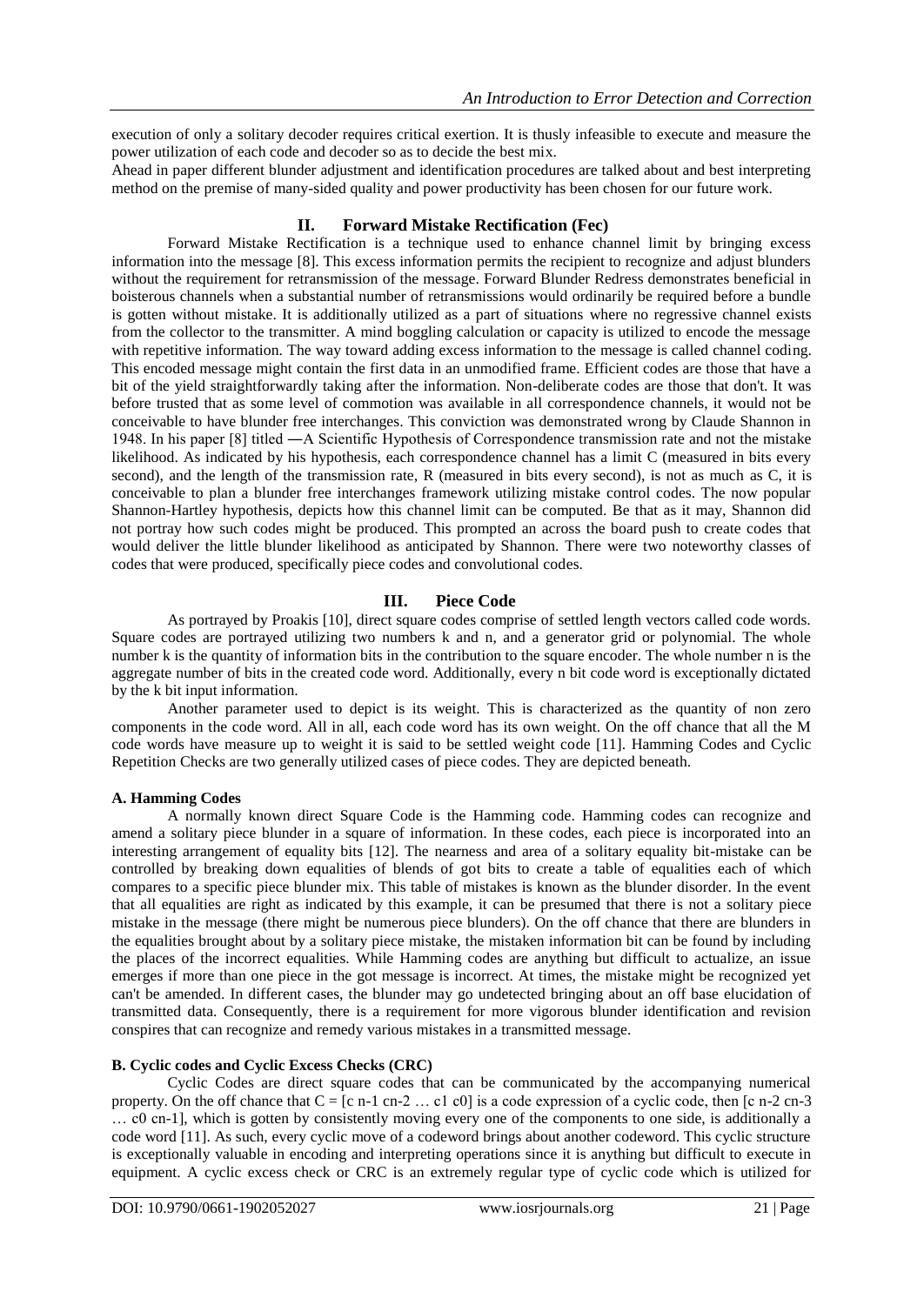execution of only a solitary decoder requires critical exertion. It is thusly infeasible to execute and measure the power utilization of each code and decoder so as to decide the best mix.

Ahead in paper different blunder adjustment and identification procedures are talked about and best interpreting method on the premise of many-sided quality and power productivity has been chosen for our future work.

## II. Forward Mistake Rectification (Fec)

Forward Mistake Rectification is a technique used to enhance channel limit by bringing excess information into the message [8]. This excess information permits the recipient to recognize and adjust blunders without the requirement for retransmission of the message. Forward Blunder Redress demonstrates beneficial in boisterous channels when a substantial number of retransmissions would ordinarily be required before a bundle is gotten without mistake. It is additionally utilized as a part of situations where no regressive channel exists from the collector to the transmitter. A mind boggling calculation or capacity is utilized to encode the message with repetitive information. The way toward adding excess information to the message is called channel coding. This encoded message might contain the first data in an unmodified frame. Efficient codes are those that have a bit of the yield straightforwardly taking after the information. Non-deliberate codes are those that don't. It was before trusted that as some level of commotion was available in all correspondence channels, it would not be conceivable to have blunder free interchanges. This conviction was demonstrated wrong by Claude Shannon in 1948. In his paper [8] titled ―A Scientific Hypothesis of Correspondence transmission rate and not the mistake likelihood. As indicated by his hypothesis, each correspondence channel has a limit C (measured in bits every second), and the length of the transmission rate, R (measured in bits every second), is not as much as C, it is conceivable to plan a blunder free interchanges framework utilizing mistake control codes. The now popular Shannon-Hartley hypothesis, depicts how this channel limit can be computed. Be that as it may, Shannon did not portray how such codes might be produced. This prompted an across the board push to create codes that would deliver the little blunder likelihood as anticipated by Shannon. There were two noteworthy classes of codes that were produced, specifically piece codes and convolutional codes.

## III. Piece Code

As portrayed by Proakis [10], direct square codes comprise of settled length vectors called code words. Square codes are portrayed utilizing two numbers k and n, and a generator grid or polynomial. The whole number k is the quantity of information bits in the contribution to the square encoder. The whole number n is the aggregate number of bits in the created code word. Additionally, every n bit code word is exceptionally dictated by the k bit input information.

Another parameter used to depict is its weight. This is characterized as the quantity of non zero components in the code word. All in all, each code word has its own weight. On the off chance that all the M code words have measure up to weight it is said to be settled weight code [11]. Hamming Codes and Cyclic Repetition Checks are two generally utilized cases of piece codes. They are depicted beneath.

### A. Hamming Codes

A normally known direct Square Code is the Hamming code. Hamming codes can recognize and amend a solitary piece blunder in a square of information. In these codes, each piece is incorporated into an interesting arrangement of equality bits [12]. The nearness and area of a solitary equality bit-mistake can be controlled by breaking down equalities of blends of got bits to create a table of equalities each of which compares to a specific piece blunder mix. This table of mistakes is known as the blunder disorder. In the event that all equalities are right as indicated by this example, it can be presumed that there is not a solitary piece mistake in the message (there might be numerous piece blunders). On the off chance that there are blunders in the equalities brought about by a solitary piece mistake, the mistaken information bit can be found by including the places of the incorrect equalities. While Hamming codes are anything but difficult to actualize, an issue emerges if more than one piece in the got message is incorrect. At times, the mistake might be recognized yet can't be amended. In different cases, the blunder may go undetected bringing about an off base elucidation of transmitted data. Consequently, there is a requirement for more vigorous blunder identification and revision conspires that can recognize and remedy various mistakes in a transmitted message.

### B. Cyclic codes and Cyclic Excess Checks (CRC)

Cyclic Codes are direct square codes that can be communicated by the accompanying numerical property. On the off chance that $C = [c_{n-1}\ c_{n-2} \ldots c_1\ c_0]$ is a code expression of a cyclic code, then $[c_{n-2}\ c_{n-3} \ldots c_0\ c_{n-1}]$, which is gotten by consistently moving every one of the components to one side, is additionally a code word [11]. As such, every cyclic move of a codeword brings about another codeword. This cyclic structure is exceptionally valuable in encoding and interpreting operations since it is anything but difficult to execute in equipment. A cyclic excess check or CRC is an extremely regular type of cyclic code which is utilized for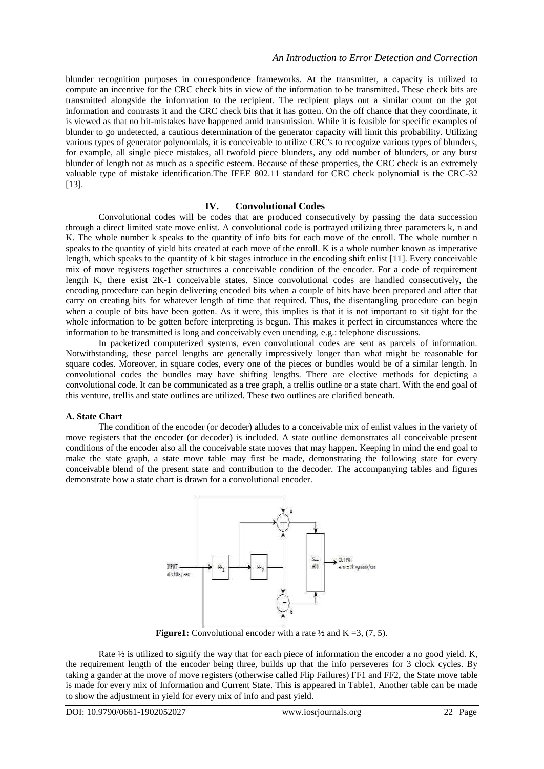blunder recognition purposes in correspondence frameworks. At the transmitter, a capacity is utilized to compute an incentive for the CRC check bits in view of the information to be transmitted. These check bits are transmitted alongside the information to the recipient. The recipient plays out a similar count on the got information and contrasts it and the CRC check bits that it has gotten. On the off chance that they coordinate, it is viewed as that no bit-mistakes have happened amid transmission. While it is feasible for specific examples of blunder to go undetected, a cautious determination of the generator capacity will limit this probability. Utilizing various types of generator polynomials, it is conceivable to utilize CRC's to recognize various types of blunders, for example, all single piece mistakes, all twofold piece blunders, any odd number of blunders, or any burst blunder of length not as much as a specific esteem. Because of these properties, the CRC check is an extremely valuable type of mistake identification.The IEEE 802.11 standard for CRC check polynomial is the CRC-32 [13].

## IV. Convolutional Codes

Convolutional codes will be codes that are produced consecutively by passing the data succession through a direct limited state move enlist. A convolutional code is portrayed utilizing three parameters k, n and K. The whole number k speaks to the quantity of info bits for each move of the enroll. The whole number n speaks to the quantity of yield bits created at each move of the enroll. K is a whole number known as imperative length, which speaks to the quantity of k bit stages introduce in the encoding shift enlist [11]. Every conceivable mix of move registers together structures a conceivable condition of the encoder. For a code of requirement length K, there exist 2K-1 conceivable states. Since convolutional codes are handled consecutively, the encoding procedure can begin delivering encoded bits when a couple of bits have been prepared and after that carry on creating bits for whatever length of time that required. Thus, the disentangling procedure can begin when a couple of bits have been gotten. As it were, this implies is that it is not important to sit tight for the whole information to be gotten before interpreting is begun. This makes it perfect in circumstances where the information to be transmitted is long and conceivably even unending, e.g.: telephone discussions.

In packetized computerized systems, even convolutional codes are sent as parcels of information. Notwithstanding, these parcel lengths are generally impressively longer than what might be reasonable for square codes. Moreover, in square codes, every one of the pieces or bundles would be of a similar length. In convolutional codes the bundles may have shifting lengths. There are elective methods for depicting a convolutional code. It can be communicated as a tree graph, a trellis outline or a state chart. With the end goal of this venture, trellis and state outlines are utilized. These two outlines are clarified beneath.

### A. State Chart

The condition of the encoder (or decoder) alludes to a conceivable mix of enlist values in the variety of move registers that the encoder (or decoder) is included. A state outline demonstrates all conceivable present conditions of the encoder also all the conceivable state moves that may happen. Keeping in mind the end goal to make the state graph, a state move table may first be made, demonstrating the following state for every conceivable blend of the present state and contribution to the decoder. The accompanying tables and figures demonstrate how a state chart is drawn for a convolutional encoder.

**Figure1:** Convolutional encoder with a rate ½ and K =3, (7, 5).

Rate ½ is utilized to signify the way that for each piece of information the encoder a no good yield. K, the requirement length of the encoder being three, builds up that the info perseveres for 3 clock cycles. By taking a gander at the move of move registers (otherwise called Flip Failures) FF1 and FF2, the State move table is made for every mix of Information and Current State. This is appeared in Table1. Another table can be made to show the adjustment in yield for every mix of info and past yield.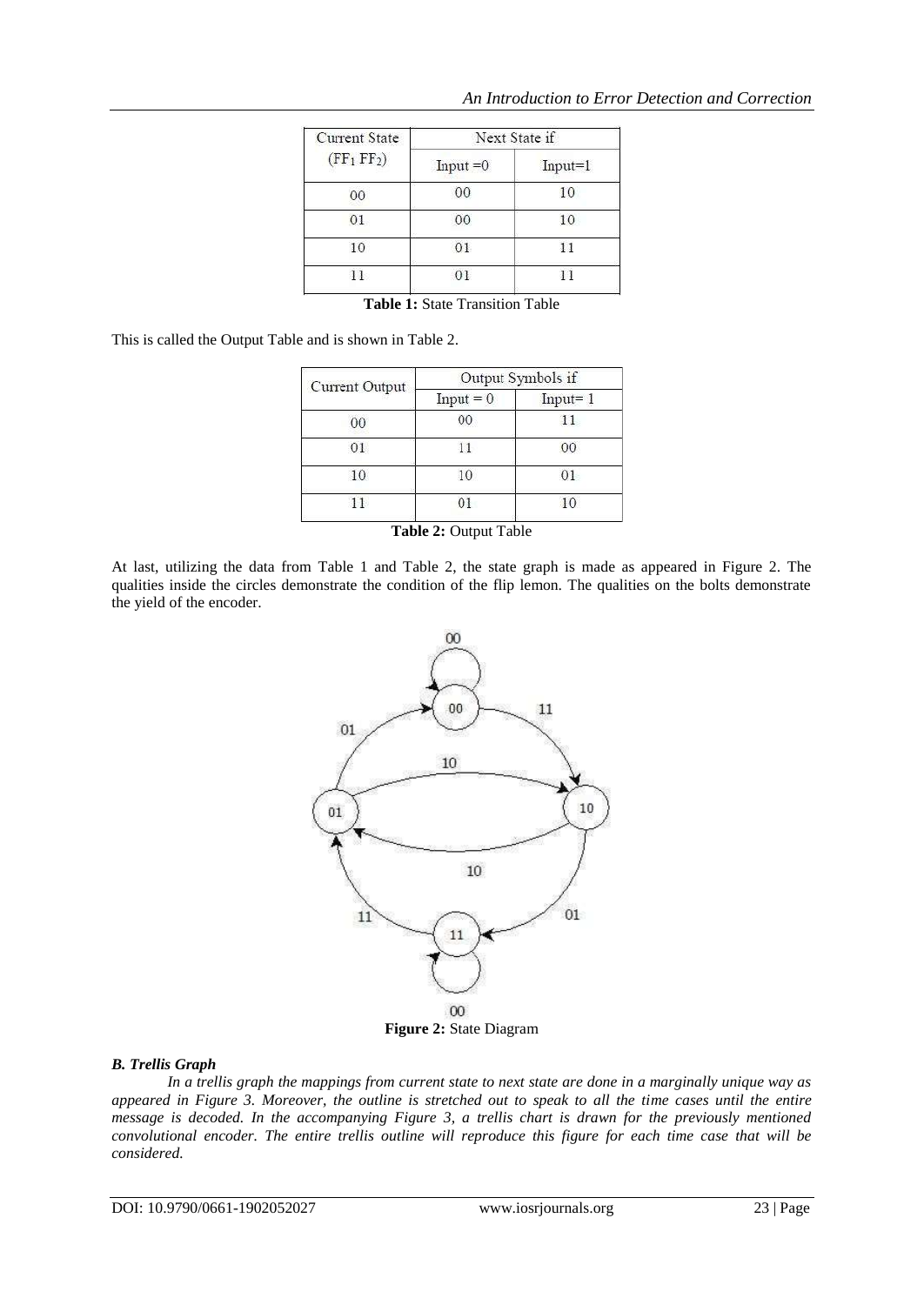| Current State ($FF_1$ $FF_2$) | Next State if | |
|---|---|---|
| | Input =0 | Input=1 |
| 00 | 00 | 10 |
| 01 | 00 | 10 |
| 10 | 01 | 11 |
| 11 | 01 | 11 |

**Table 1:** State Transition Table

This is called the Output Table and is shown in Table 2.

| Current Output | Output Symbols if | |
|---|---|---|
| | Input = 0 | Input= 1 |
| 00 | 00 | 11 |
| 01 | 11 | 00 |
| 10 | 10 | 01 |
| 11 | 01 | 10 |

**Table 2:** Output Table

At last, utilizing the data from Table 1 and Table 2, the state graph is made as appeared in Figure 2. The qualities inside the circles demonstrate the condition of the flip lemon. The qualities on the bolts demonstrate the yield of the encoder.

**Figure 2:** State Diagram

### *B. Trellis Graph*

*In a trellis graph the mappings from current state to next state are done in a marginally unique way as appeared in Figure 3. Moreover, the outline is stretched out to speak to all the time cases until the entire message is decoded. In the accompanying Figure 3, a trellis chart is drawn for the previously mentioned convolutional encoder. The entire trellis outline will reproduce this figure for each time case that will be considered.*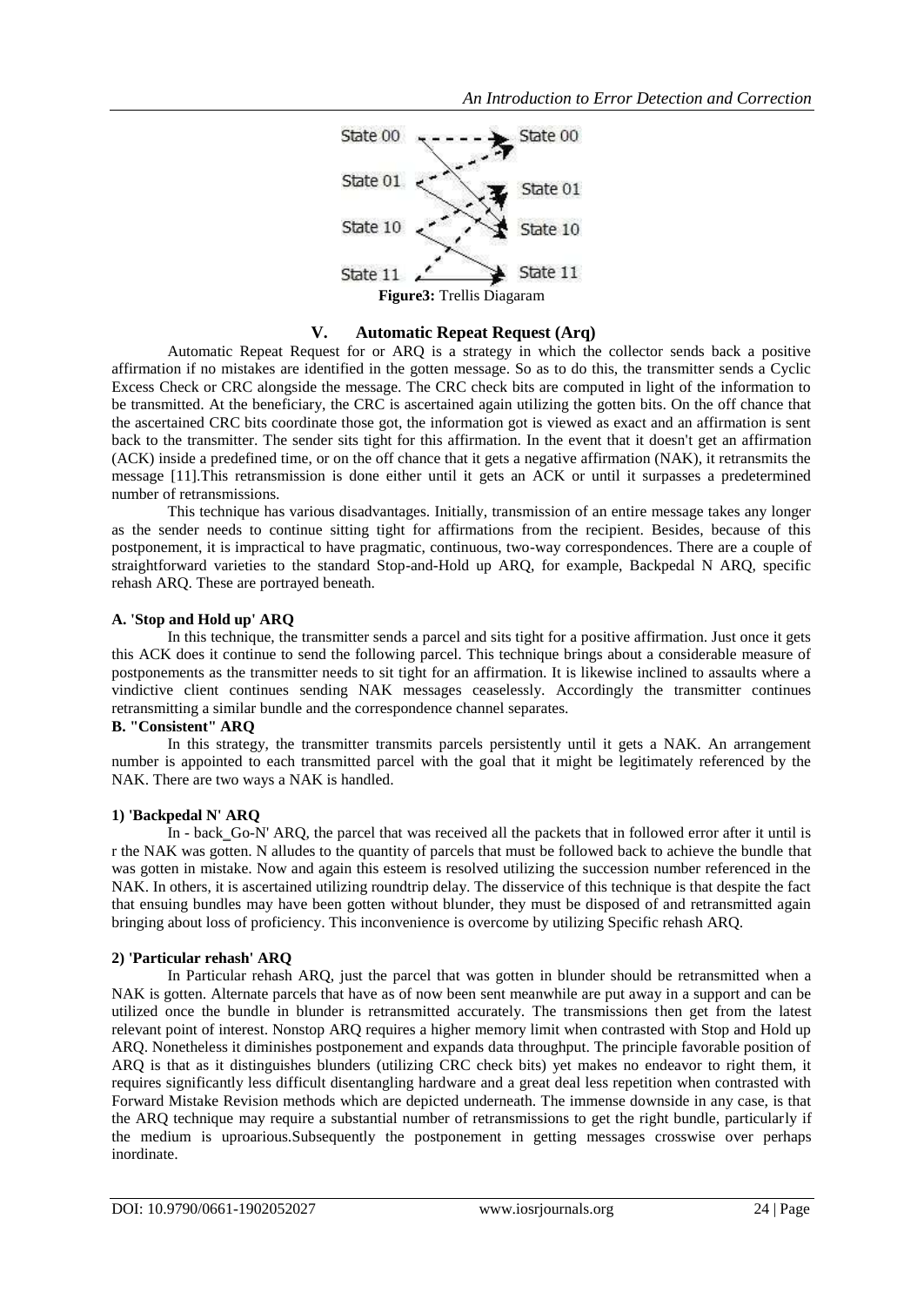Figure3: Trellis Diagaram

## V. Automatic Repeat Request (Arq)

Automatic Repeat Request for or ARQ is a strategy in which the collector sends back a positive affirmation if no mistakes are identified in the gotten message. So as to do this, the transmitter sends a Cyclic Excess Check or CRC alongside the message. The CRC check bits are computed in light of the information to be transmitted. At the beneficiary, the CRC is ascertained again utilizing the gotten bits. On the off chance that the ascertained CRC bits coordinate those got, the information got is viewed as exact and an affirmation is sent back to the transmitter. The sender sits tight for this affirmation. In the event that it doesn't get an affirmation (ACK) inside a predefined time, or on the off chance that it gets a negative affirmation (NAK), it retransmits the message [11].This retransmission is done either until it gets an ACK or until it surpasses a predetermined number of retransmissions.

This technique has various disadvantages. Initially, transmission of an entire message takes any longer as the sender needs to continue sitting tight for affirmations from the recipient. Besides, because of this postponement, it is impractical to have pragmatic, continuous, two-way correspondences. There are a couple of straightforward varieties to the standard Stop-and-Hold up ARQ, for example, Backpedal N ARQ, specific rehash ARQ. These are portrayed beneath.

### A. 'Stop and Hold up' ARQ

In this technique, the transmitter sends a parcel and sits tight for a positive affirmation. Just once it gets this ACK does it continue to send the following parcel. This technique brings about a considerable measure of postponements as the transmitter needs to sit tight for an affirmation. It is likewise inclined to assaults where a vindictive client continues sending NAK messages ceaselessly. Accordingly the transmitter continues retransmitting a similar bundle and the correspondence channel separates.

### B. "Consistent" ARQ

In this strategy, the transmitter transmits parcels persistently until it gets a NAK. An arrangement number is appointed to each transmitted parcel with the goal that it might be legitimately referenced by the NAK. There are two ways a NAK is handled.

#### 1) 'Backpedal N' ARQ

In - back_Go-N' ARQ, the parcel that was received all the packets that in followed error after it until is r the NAK was gotten. N alludes to the quantity of parcels that must be followed back to achieve the bundle that was gotten in mistake. Now and again this esteem is resolved utilizing the succession number referenced in the NAK. In others, it is ascertained utilizing roundtrip delay. The disservice of this technique is that despite the fact that ensuing bundles may have been gotten without blunder, they must be disposed of and retransmitted again bringing about loss of proficiency. This inconvenience is overcome by utilizing Specific rehash ARQ.

#### 2) 'Particular rehash' ARQ

In Particular rehash ARQ, just the parcel that was gotten in blunder should be retransmitted when a NAK is gotten. Alternate parcels that have as of now been sent meanwhile are put away in a support and can be utilized once the bundle in blunder is retransmitted accurately. The transmissions then get from the latest relevant point of interest. Nonstop ARQ requires a higher memory limit when contrasted with Stop and Hold up ARQ. Nonetheless it diminishes postponement and expands data throughput. The principle favorable position of ARQ is that as it distinguishes blunders (utilizing CRC check bits) yet makes no endeavor to right them, it requires significantly less difficult disentangling hardware and a great deal less repetition when contrasted with Forward Mistake Revision methods which are depicted underneath. The immense downside in any case, is that the ARQ technique may require a substantial number of retransmissions to get the right bundle, particularly if the medium is uproarious.Subsequently the postponement in getting messages crosswise over perhaps inordinate.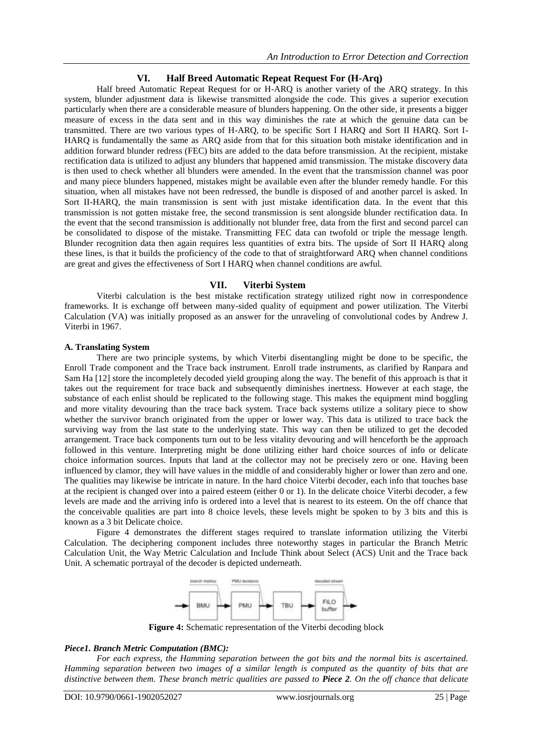## VI. Half Breed Automatic Repeat Request For (H-Arq)

Half breed Automatic Repeat Request for or H-ARQ is another variety of the ARQ strategy. In this system, blunder adjustment data is likewise transmitted alongside the code. This gives a superior execution particularly when there are a considerable measure of blunders happening. On the other side, it presents a bigger measure of excess in the data sent and in this way diminishes the rate at which the genuine data can be transmitted. There are two various types of H-ARQ, to be specific Sort I HARQ and Sort II HARQ. Sort I-HARQ is fundamentally the same as ARQ aside from that for this situation both mistake identification and in addition forward blunder redress (FEC) bits are added to the data before transmission. At the recipient, mistake rectification data is utilized to adjust any blunders that happened amid transmission. The mistake discovery data is then used to check whether all blunders were amended. In the event that the transmission channel was poor and many piece blunders happened, mistakes might be available even after the blunder remedy handle. For this situation, when all mistakes have not been redressed, the bundle is disposed of and another parcel is asked. In Sort II-HARQ, the main transmission is sent with just mistake identification data. In the event that this transmission is not gotten mistake free, the second transmission is sent alongside blunder rectification data. In the event that the second transmission is additionally not blunder free, data from the first and second parcel can be consolidated to dispose of the mistake. Transmitting FEC data can twofold or triple the message length. Blunder recognition data then again requires less quantities of extra bits. The upside of Sort II HARQ along these lines, is that it builds the proficiency of the code to that of straightforward ARQ when channel conditions are great and gives the effectiveness of Sort I HARQ when channel conditions are awful.

## VII. Viterbi System

Viterbi calculation is the best mistake rectification strategy utilized right now in correspondence frameworks. It is exchange off between many-sided quality of equipment and power utilization. The Viterbi Calculation (VA) was initially proposed as an answer for the unraveling of convolutional codes by Andrew J. Viterbi in 1967.

### A. Translating System

There are two principle systems, by which Viterbi disentangling might be done to be specific, the Enroll Trade component and the Trace back instrument. Enroll trade instruments, as clarified by Ranpara and Sam Ha [12] store the incompletely decoded yield grouping along the way. The benefit of this approach is that it takes out the requirement for trace back and subsequently diminishes inertness. However at each stage, the substance of each enlist should be replicated to the following stage. This makes the equipment mind boggling and more vitality devouring than the trace back system. Trace back systems utilize a solitary piece to show whether the survivor branch originated from the upper or lower way. This data is utilized to trace back the surviving way from the last state to the underlying state. This way can then be utilized to get the decoded arrangement. Trace back components turn out to be less vitality devouring and will henceforth be the approach followed in this venture. Interpreting might be done utilizing either hard choice sources of info or delicate choice information sources. Inputs that land at the collector may not be precisely zero or one. Having been influenced by clamor, they will have values in the middle of and considerably higher or lower than zero and one. The qualities may likewise be intricate in nature. In the hard choice Viterbi decoder, each info that touches base at the recipient is changed over into a paired esteem (either 0 or 1). In the delicate choice Viterbi decoder, a few levels are made and the arriving info is ordered into a level that is nearest to its esteem. On the off chance that the conceivable qualities are part into 8 choice levels, these levels might be spoken to by 3 bits and this is known as a 3 bit Delicate choice.

Figure 4 demonstrates the different stages required to translate information utilizing the Viterbi Calculation. The deciphering component includes three noteworthy stages in particular the Branch Metric Calculation Unit, the Way Metric Calculation and Include Think about Select (ACS) Unit and the Trace back Unit. A schematic portrayal of the decoder is depicted underneath.

branch metrics → BMU → PMU decisions → PMU → TBU → decoded stream → FILO buffer

**Figure 4:** Schematic representation of the Viterbi decoding block

***Piece1. Branch Metric Computation (BMC):***

*For each express, the Hamming separation between the got bits and the normal bits is ascertained. Hamming separation between two images of a similar length is computed as the quantity of bits that are distinctive between them. These branch metric qualities are passed to* ***Piece 2****. On the off chance that delicate*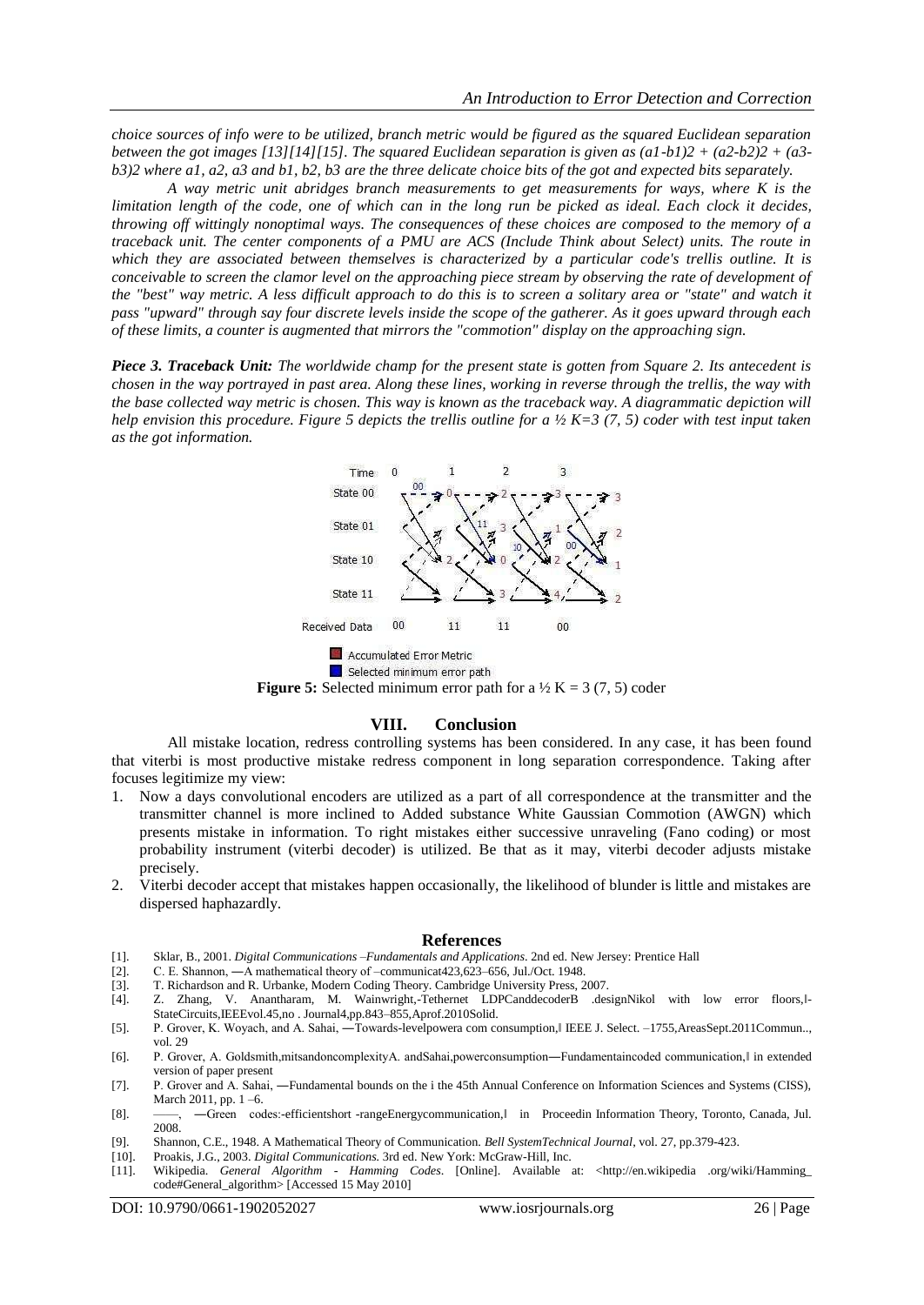*choice sources of info were to be utilized, branch metric would be figured as the squared Euclidean separation between the got images [13][14][15]. The squared Euclidean separation is given as $(a1-b1)2 + (a2-b2)2 + (a3-b3)2$ where a1, a2, a3 and b1, b2, b3 are the three delicate choice bits of the got and expected bits separately.*

*A way metric unit abridges branch measurements to get measurements for ways, where K is the limitation length of the code, one of which can in the long run be picked as ideal. Each clock it decides, throwing off wittingly nonoptimal ways. The consequences of these choices are composed to the memory of a traceback unit. The center components of a PMU are ACS (Include Think about Select) units. The route in which they are associated between themselves is characterized by a particular code's trellis outline. It is conceivable to screen the clamor level on the approaching piece stream by observing the rate of development of the "best" way metric. A less difficult approach to do this is to screen a solitary area or "state" and watch it pass "upward" through say four discrete levels inside the scope of the gatherer. As it goes upward through each of these limits, a counter is augmented that mirrors the "commotion" display on the approaching sign.*

***Piece 3. Traceback Unit:*** *The worldwide champ for the present state is gotten from Square 2. Its antecedent is chosen in the way portrayed in past area. Along these lines, working in reverse through the trellis, the way with the base collected way metric is chosen. This way is known as the traceback way. A diagrammatic depiction will help envision this procedure. Figure 5 depicts the trellis outline for a ½ K=3 (7, 5) coder with test input taken as the got information.*

**Figure 5:** Selected minimum error path for a ½ K = 3 (7, 5) coder

## VIII. Conclusion

All mistake location, redress controlling systems has been considered. In any case, it has been found that viterbi is most productive mistake redress component in long separation correspondence. Taking after focuses legitimize my view:

1. Now a days convolutional encoders are utilized as a part of all correspondence at the transmitter and the transmitter channel is more inclined to Added substance White Gaussian Commotion (AWGN) which presents mistake in information. To right mistakes either successive unraveling (Fano coding) or most probability instrument (viterbi decoder) is utilized. Be that as it may, viterbi decoder adjusts mistake precisely.
2. Viterbi decoder accept that mistakes happen occasionally, the likelihood of blunder is little and mistakes are dispersed haphazardly.

## References

[1]. Sklar, B., 2001. *Digital Communications –Fundamentals and Applications*. 2nd ed. New Jersey: Prentice Hall

[2]. C. E. Shannon, ―A mathematical theory of –communicat423,623–656, Jul./Oct. 1948.

[3]. T. Richardson and R. Urbanke, Modern Coding Theory. Cambridge University Press, 2007.

[4]. Z. Zhang, V. Anantharam, M. Wainwright,-Tethernet LDPCanddecoderB .designNikol with low error floors,‖-StateCircuits,IEEEvol.45,no . Journal4,pp.843–855,Aprof.2010Solid.

[5]. P. Grover, K. Woyach, and A. Sahai, ―Towards-levelpowera com consumption,‖ IEEE J. Select. –1755,AreasSept.2011Commun.., vol. 29

[6]. P. Grover, A. Goldsmith,mitsandoncomplexityA. andSahai,powerconsumption―Fundamentaincoded communication,‖ in extended version of paper present

[7]. P. Grover and A. Sahai, ―Fundamental bounds on the i the 45th Annual Conference on Information Sciences and Systems (CISS), March 2011, pp. 1 –6.

[8]. ——, ―Green codes:-efficientshort -rangeEnergycommunication,‖ in Proceedin Information Theory, Toronto, Canada, Jul. 2008.

[9]. Shannon, C.E., 1948. A Mathematical Theory of Communication. *Bell SystemTechnical Journal*, vol. 27, pp.379-423.

[10]. Proakis, J.G., 2003. *Digital Communications.* 3rd ed. New York: McGraw-Hill, Inc.

[11]. Wikipedia. *General Algorithm - Hamming Codes*. [Online]. Available at: <http://en.wikipedia .org/wiki/Hamming_ code#General_algorithm> [Accessed 15 May 2010]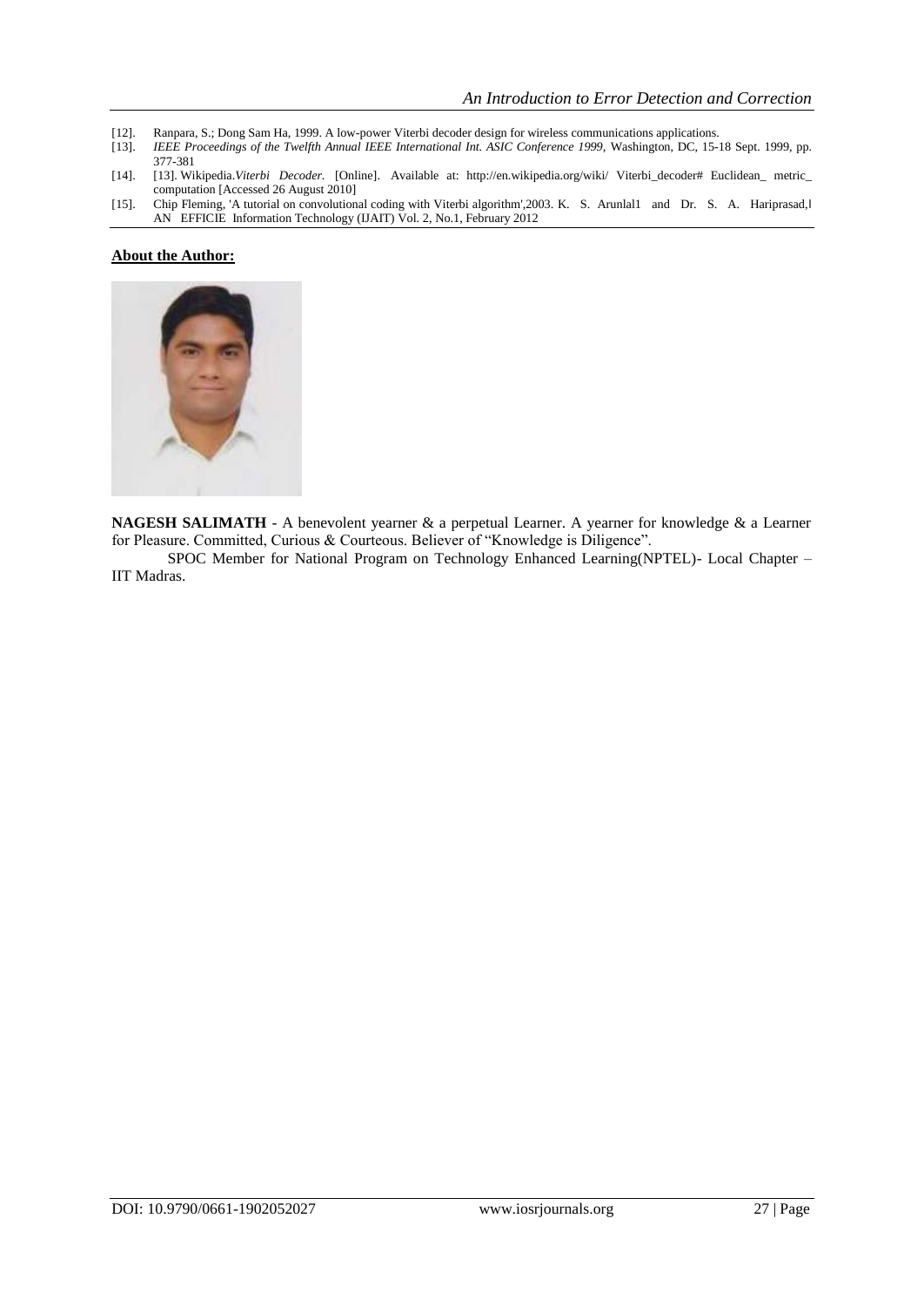[12]. Ranpara, S.; Dong Sam Ha, 1999. A low-power Viterbi decoder design for wireless communications applications.

[13]. *IEEE Proceedings of the Twelfth Annual IEEE International Int. ASIC Conference 1999,* Washington, DC, 15-18 Sept. 1999, pp. 377-381

[14]. [13]. Wikipedia.*Viterbi Decoder.* [Online]. Available at: http://en.wikipedia.org/wiki/ Viterbi_decoder# Euclidean_ metric_ computation [Accessed 26 August 2010]

[15]. Chip Fleming, 'A tutorial on convolutional coding with Viterbi algorithm',2003. K. S. Arunlal1 and Dr. S. A. Hariprasad,l AN EFFICIE Information Technology (IJAIT) Vol. 2, No.1, February 2012

**About the Author:**

**NAGESH SALIMATH** - A benevolent yearner & a perpetual Learner. A yearner for knowledge & a Learner for Pleasure. Committed, Curious & Courteous. Believer of "Knowledge is Diligence".

SPOC Member for National Program on Technology Enhanced Learning(NPTEL)- Local Chapter – IIT Madras.